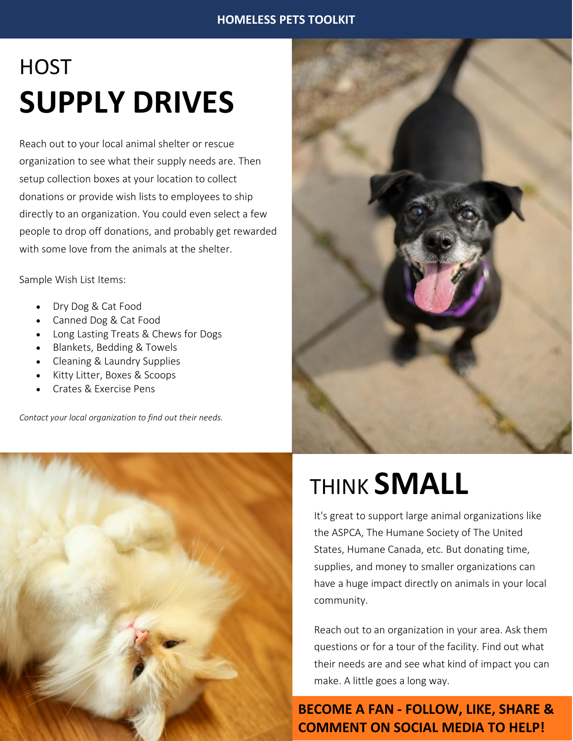# HOST SUPPLY DRIVES

Reach out to your local animal shelter or rescue organization to see what their supply needs are. Then setup collection boxes at your location to collect donations or provide wish lists to employees to ship directly to an organization. You could even select a few people to drop off donations, and probably get rewarded with some love from the animals at the shelter.

Sample Wish List Items:

- Dry Dog & Cat Food
- Canned Dog & Cat Food
- Long Lasting Treats & Chews for Dogs
- Blankets, Bedding & Towels
- Cleaning & Laundry Supplies
- Kitty Litter, Boxes & Scoops
- Crates & Exercise Pens

*Contact your local organization to find out their needs.*

# THINK SMALL

It's great to support large animal organizations like the ASPCA, The Humane Society of The United States, Humane Canada, etc. But donating time, supplies, and money to smaller organizations can have a huge impact directly on animals in your local community.

Reach out to an organization in your area. Ask them questions or for a tour of the facility. Find out what their needs are and see what kind of impact you can make. A little goes a long way.

**BECOME A FAN - FOLLOW, LIKE, SHARE & COMMENT ON SOCIAL MEDIA TO HELP!**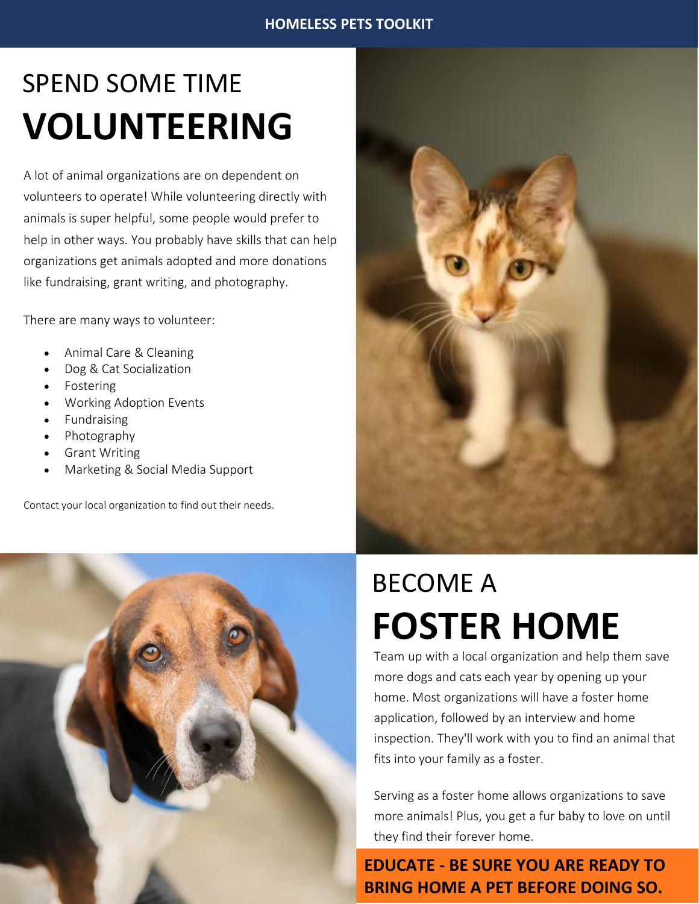# SPEND SOME TIME VOLUNTEERING

A lot of animal organizations are on dependent on volunteers to operate! While volunteering directly with animals is super helpful, some people would prefer to help in other ways. You probably have skills that can help organizations get animals adopted and more donations like fundraising, grant writing, and photography.

There are many ways to volunteer:

- Animal Care & Cleaning
- Dog & Cat Socialization
- Fostering
- Working Adoption Events
- Fundraising
- Photography
- Grant Writing
- Marketing & Social Media Support

Contact your local organization to find out their needs.

# BECOME A FOSTER HOME

Team up with a local organization and help them save more dogs and cats each year by opening up your home. Most organizations will have a foster home application, followed by an interview and home inspection. They'll work with you to find an animal that fits into your family as a foster.

Serving as a foster home allows organizations to save more animals! Plus, you get a fur baby to love on until they find their forever home.

**EDUCATE - BE SURE YOU ARE READY TO BRING HOME A PET BEFORE DOING SO.**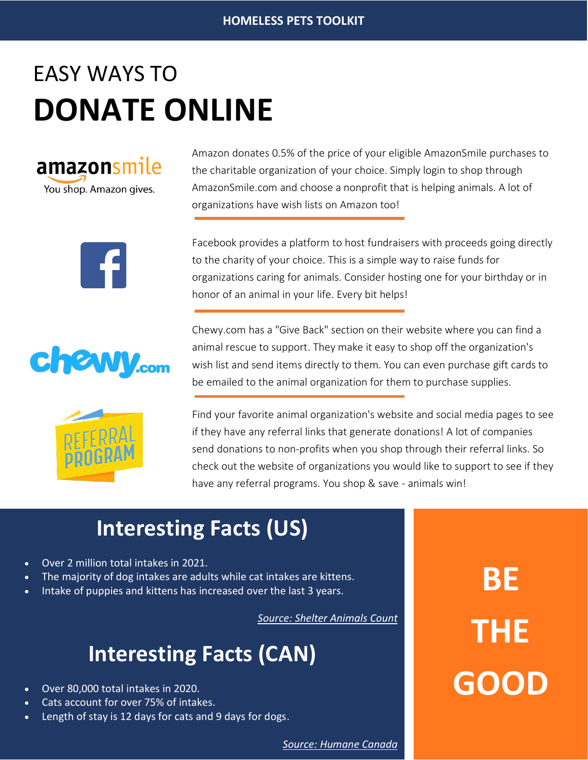HOMELESS PETS TOOLKIT

# EASY WAYS TO **DONATE ONLINE**

amazonsmile
You shop. Amazon gives.

Amazon donates 0.5% of the price of your eligible AmazonSmile purchases to the charitable organization of your choice. Simply login to shop through AmazonSmile.com and choose a nonprofit that is helping animals. A lot of organizations have wish lists on Amazon too!

Facebook provides a platform to host fundraisers with proceeds going directly to the charity of your choice. This is a simple way to raise funds for organizations caring for animals. Consider hosting one for your birthday or in honor of an animal in your life. Every bit helps!

chewy.com

Chewy.com has a "Give Back" section on their website where you can find a animal rescue to support. They make it easy to shop off the organization's wish list and send items directly to them. You can even purchase gift cards to be emailed to the animal organization for them to purchase supplies.

REFERRAL PROGRAM

Find your favorite animal organization's website and social media pages to see if they have any referral links that generate donations! A lot of companies send donations to non-profits when you shop through their referral links. So check out the website of organizations you would like to support to see if they have any referral programs. You shop & save - animals win!

## Interesting Facts (US)

- Over 2 million total intakes in 2021.
- The majority of dog intakes are adults while cat intakes are kittens.
- Intake of puppies and kittens has increased over the last 3 years.

*Source: Shelter Animals Count*

## Interesting Facts (CAN)

- Over 80,000 total intakes in 2020.
- Cats account for over 75% of intakes.
- Length of stay is 12 days for cats and 9 days for dogs.

*Source: Humane Canada*

**BE THE GOOD**